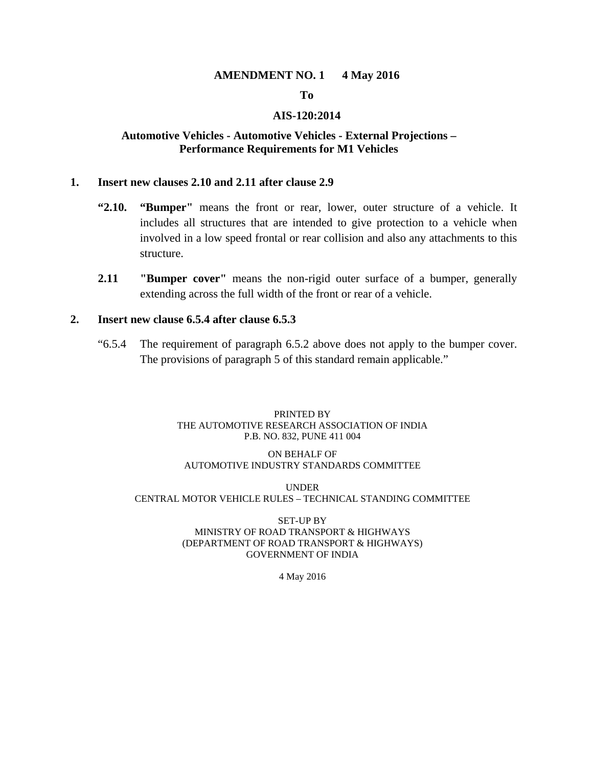**AMENDMENT NO. 1 4 May 2016**

**To**

**AIS-120:2014**

**Automotive Vehicles - Automotive Vehicles - External Projections – Performance Requirements for M1 Vehicles**

**1. Insert new clauses 2.10 and 2.11 after clause 2.9**

**"2.10. "Bumper"** means the front or rear, lower, outer structure of a vehicle. It includes all structures that are intended to give protection to a vehicle when involved in a low speed frontal or rear collision and also any attachments to this structure.

**2.11 "Bumper cover"** means the non-rigid outer surface of a bumper, generally extending across the full width of the front or rear of a vehicle.

**2. Insert new clause 6.5.4 after clause 6.5.3**

"6.5.4 The requirement of paragraph 6.5.2 above does not apply to the bumper cover. The provisions of paragraph 5 of this standard remain applicable."

PRINTED BY
THE AUTOMOTIVE RESEARCH ASSOCIATION OF INDIA
P.B. NO. 832, PUNE 411 004

ON BEHALF OF
AUTOMOTIVE INDUSTRY STANDARDS COMMITTEE

UNDER
CENTRAL MOTOR VEHICLE RULES – TECHNICAL STANDING COMMITTEE

SET-UP BY
MINISTRY OF ROAD TRANSPORT & HIGHWAYS
(DEPARTMENT OF ROAD TRANSPORT & HIGHWAYS)
GOVERNMENT OF INDIA

4 May 2016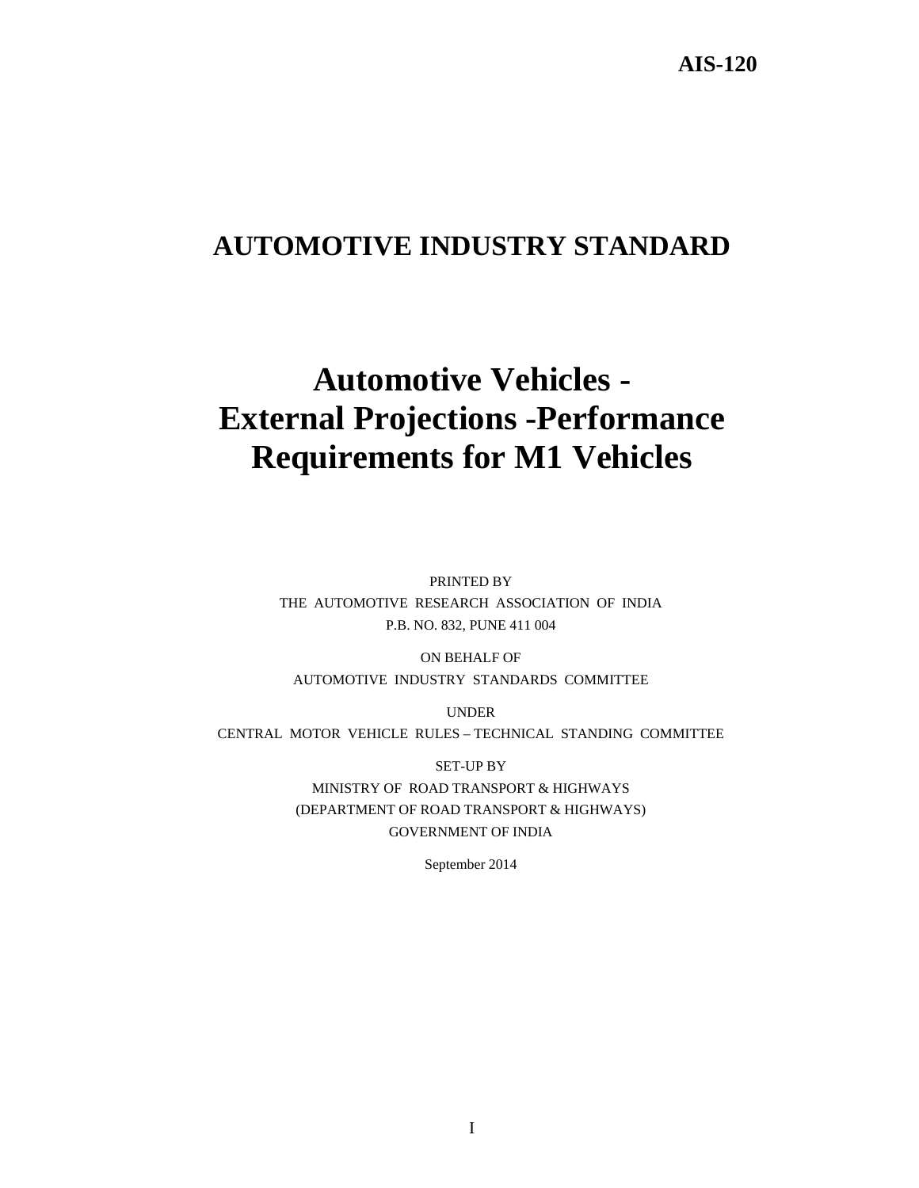AIS-120

# AUTOMOTIVE INDUSTRY STANDARD

# Automotive Vehicles - External Projections -Performance Requirements for M1 Vehicles

PRINTED BY
THE AUTOMOTIVE RESEARCH ASSOCIATION OF INDIA
P.B. NO. 832, PUNE 411 004

ON BEHALF OF
AUTOMOTIVE INDUSTRY STANDARDS COMMITTEE

UNDER
CENTRAL MOTOR VEHICLE RULES – TECHNICAL STANDING COMMITTEE

SET-UP BY
MINISTRY OF ROAD TRANSPORT & HIGHWAYS
(DEPARTMENT OF ROAD TRANSPORT & HIGHWAYS)
GOVERNMENT OF INDIA

September 2014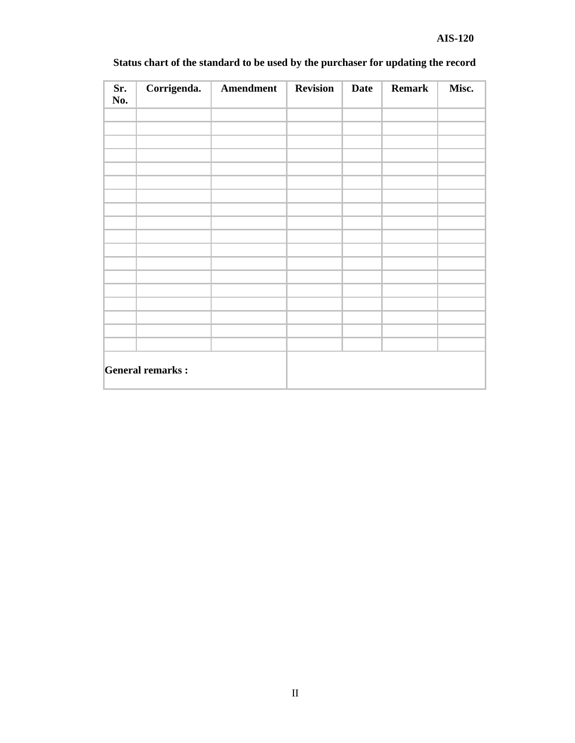**Status chart of the standard to be used by the purchaser for updating the record**

| Sr. No. | Corrigenda. | Amendment | Revision | Date | Remark | Misc. |
|---|---|---|---|---|---|---|
| | | | | | | |
| | | | | | | |
| | | | | | | |
| | | | | | | |
| | | | | | | |
| | | | | | | |
| | | | | | | |
| | | | | | | |
| | | | | | | |
| | | | | | | |
| | | | | | | |
| | | | | | | |
| | | | | | | |
| | | | | | | |
| | | | | | | |
| | | | | | | |
| | | | | | | |
| | | | | | | |
| **General remarks :** | | | | | | |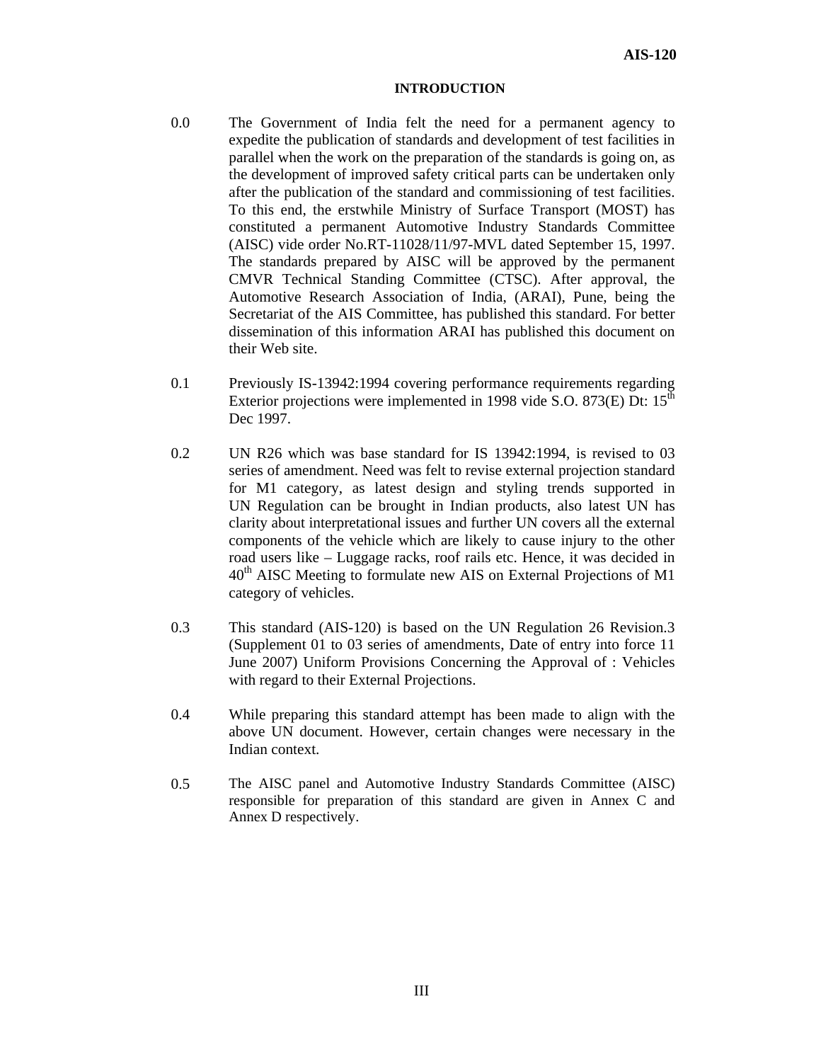## INTRODUCTION

0.0 The Government of India felt the need for a permanent agency to expedite the publication of standards and development of test facilities in parallel when the work on the preparation of the standards is going on, as the development of improved safety critical parts can be undertaken only after the publication of the standard and commissioning of test facilities. To this end, the erstwhile Ministry of Surface Transport (MOST) has constituted a permanent Automotive Industry Standards Committee (AISC) vide order No.RT-11028/11/97-MVL dated September 15, 1997. The standards prepared by AISC will be approved by the permanent CMVR Technical Standing Committee (CTSC). After approval, the Automotive Research Association of India, (ARAI), Pune, being the Secretariat of the AIS Committee, has published this standard. For better dissemination of this information ARAI has published this document on their Web site.

0.1 Previously IS-13942:1994 covering performance requirements regarding Exterior projections were implemented in 1998 vide S.O. 873(E) Dt: 15th Dec 1997.

0.2 UN R26 which was base standard for IS 13942:1994, is revised to 03 series of amendment. Need was felt to revise external projection standard for M1 category, as latest design and styling trends supported in UN Regulation can be brought in Indian products, also latest UN has clarity about interpretational issues and further UN covers all the external components of the vehicle which are likely to cause injury to the other road users like – Luggage racks, roof rails etc. Hence, it was decided in 40th AISC Meeting to formulate new AIS on External Projections of M1 category of vehicles.

0.3 This standard (AIS-120) is based on the UN Regulation 26 Revision.3 (Supplement 01 to 03 series of amendments, Date of entry into force 11 June 2007) Uniform Provisions Concerning the Approval of : Vehicles with regard to their External Projections.

0.4 While preparing this standard attempt has been made to align with the above UN document. However, certain changes were necessary in the Indian context.

0.5 The AISC panel and Automotive Industry Standards Committee (AISC) responsible for preparation of this standard are given in Annex C and Annex D respectively.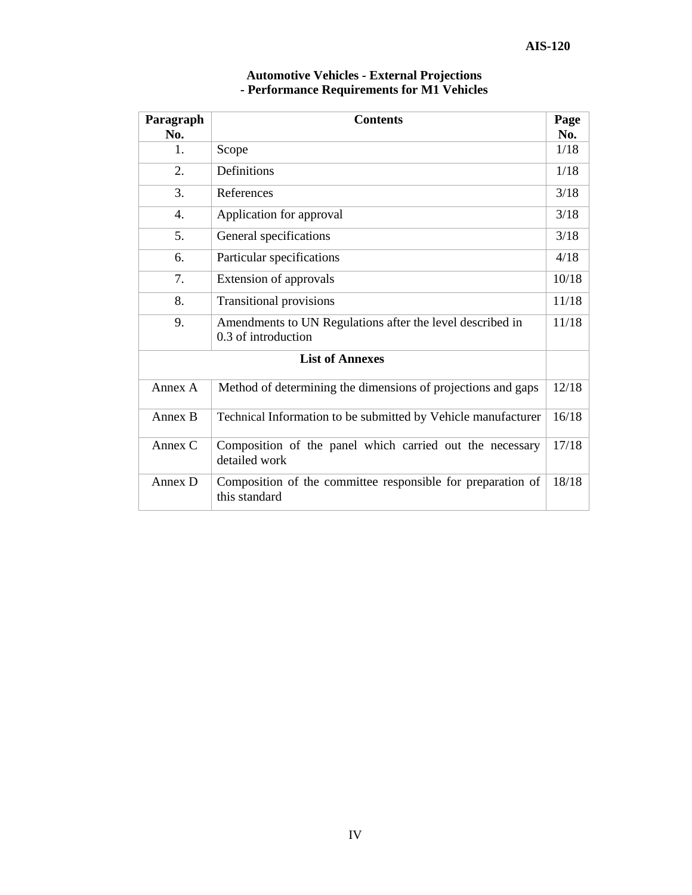## Automotive Vehicles - External Projections - Performance Requirements for M1 Vehicles

| Paragraph No. | Contents | Page No. |
|---|---|---|
| 1. | Scope | 1/18 |
| 2. | Definitions | 1/18 |
| 3. | References | 3/18 |
| 4. | Application for approval | 3/18 |
| 5. | General specifications | 3/18 |
| 6. | Particular specifications | 4/18 |
| 7. | Extension of approvals | 10/18 |
| 8. | Transitional provisions | 11/18 |
| 9. | Amendments to UN Regulations after the level described in 0.3 of introduction | 11/18 |
| **List of Annexes** | | |
| Annex A | Method of determining the dimensions of projections and gaps | 12/18 |
| Annex B | Technical Information to be submitted by Vehicle manufacturer | 16/18 |
| Annex C | Composition of the panel which carried out the necessary detailed work | 17/18 |
| Annex D | Composition of the committee responsible for preparation of this standard | 18/18 |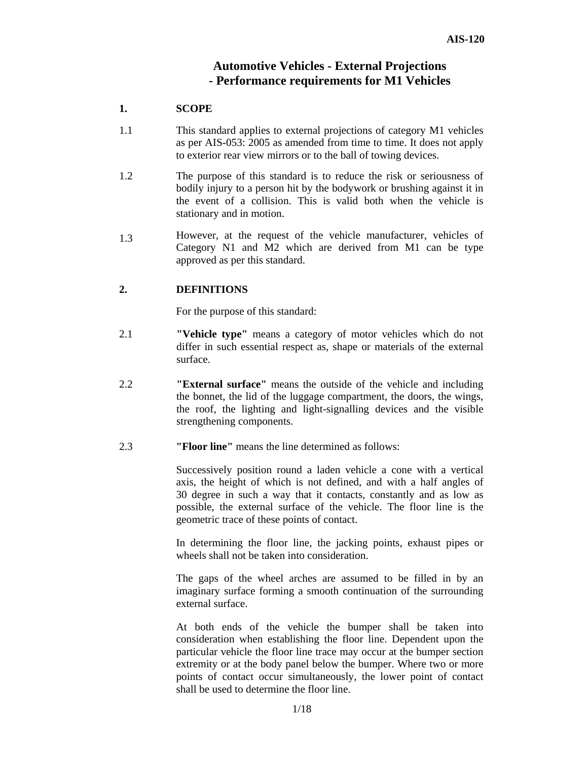# Automotive Vehicles - External Projections - Performance requirements for M1 Vehicles

## 1. SCOPE

1.1 This standard applies to external projections of category M1 vehicles as per AIS-053: 2005 as amended from time to time. It does not apply to exterior rear view mirrors or to the ball of towing devices.

1.2 The purpose of this standard is to reduce the risk or seriousness of bodily injury to a person hit by the bodywork or brushing against it in the event of a collision. This is valid both when the vehicle is stationary and in motion.

1.3 However, at the request of the vehicle manufacturer, vehicles of Category N1 and M2 which are derived from M1 can be type approved as per this standard.

## 2. DEFINITIONS

For the purpose of this standard:

2.1 **"Vehicle type"** means a category of motor vehicles which do not differ in such essential respect as, shape or materials of the external surface.

2.2 **"External surface"** means the outside of the vehicle and including the bonnet, the lid of the luggage compartment, the doors, the wings, the roof, the lighting and light-signalling devices and the visible strengthening components.

2.3 **"Floor line"** means the line determined as follows:

Successively position round a laden vehicle a cone with a vertical axis, the height of which is not defined, and with a half angles of 30 degree in such a way that it contacts, constantly and as low as possible, the external surface of the vehicle. The floor line is the geometric trace of these points of contact.

In determining the floor line, the jacking points, exhaust pipes or wheels shall not be taken into consideration.

The gaps of the wheel arches are assumed to be filled in by an imaginary surface forming a smooth continuation of the surrounding external surface.

At both ends of the vehicle the bumper shall be taken into consideration when establishing the floor line. Dependent upon the particular vehicle the floor line trace may occur at the bumper section extremity or at the body panel below the bumper. Where two or more points of contact occur simultaneously, the lower point of contact shall be used to determine the floor line.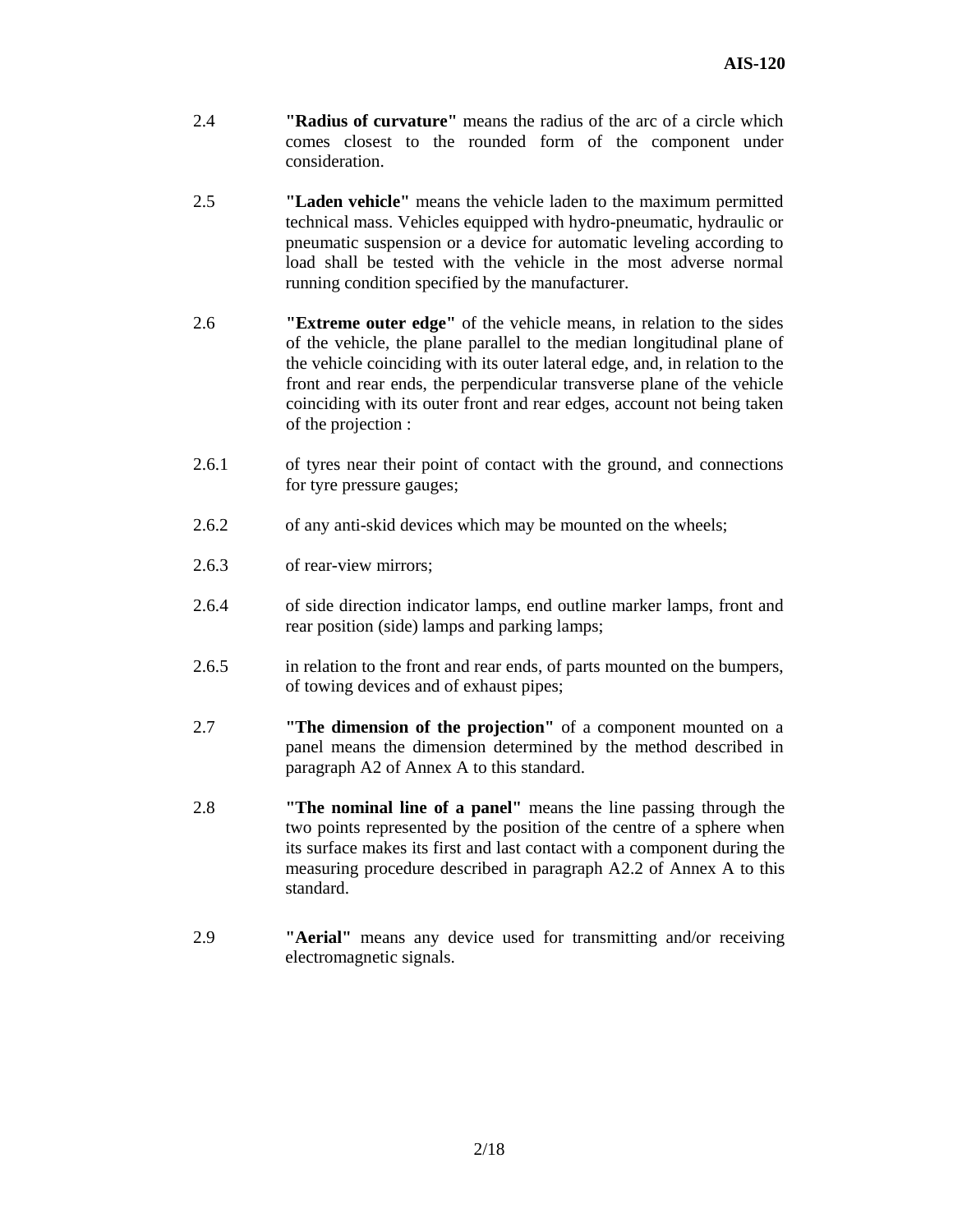2.4 **"Radius of curvature"** means the radius of the arc of a circle which comes closest to the rounded form of the component under consideration.

2.5 **"Laden vehicle"** means the vehicle laden to the maximum permitted technical mass. Vehicles equipped with hydro-pneumatic, hydraulic or pneumatic suspension or a device for automatic leveling according to load shall be tested with the vehicle in the most adverse normal running condition specified by the manufacturer.

2.6 **"Extreme outer edge"** of the vehicle means, in relation to the sides of the vehicle, the plane parallel to the median longitudinal plane of the vehicle coinciding with its outer lateral edge, and, in relation to the front and rear ends, the perpendicular transverse plane of the vehicle coinciding with its outer front and rear edges, account not being taken of the projection :

2.6.1 of tyres near their point of contact with the ground, and connections for tyre pressure gauges;

2.6.2 of any anti-skid devices which may be mounted on the wheels;

2.6.3 of rear-view mirrors;

2.6.4 of side direction indicator lamps, end outline marker lamps, front and rear position (side) lamps and parking lamps;

2.6.5 in relation to the front and rear ends, of parts mounted on the bumpers, of towing devices and of exhaust pipes;

2.7 **"The dimension of the projection"** of a component mounted on a panel means the dimension determined by the method described in paragraph A2 of Annex A to this standard.

2.8 **"The nominal line of a panel"** means the line passing through the two points represented by the position of the centre of a sphere when its surface makes its first and last contact with a component during the measuring procedure described in paragraph A2.2 of Annex A to this standard.

2.9 **"Aerial"** means any device used for transmitting and/or receiving electromagnetic signals.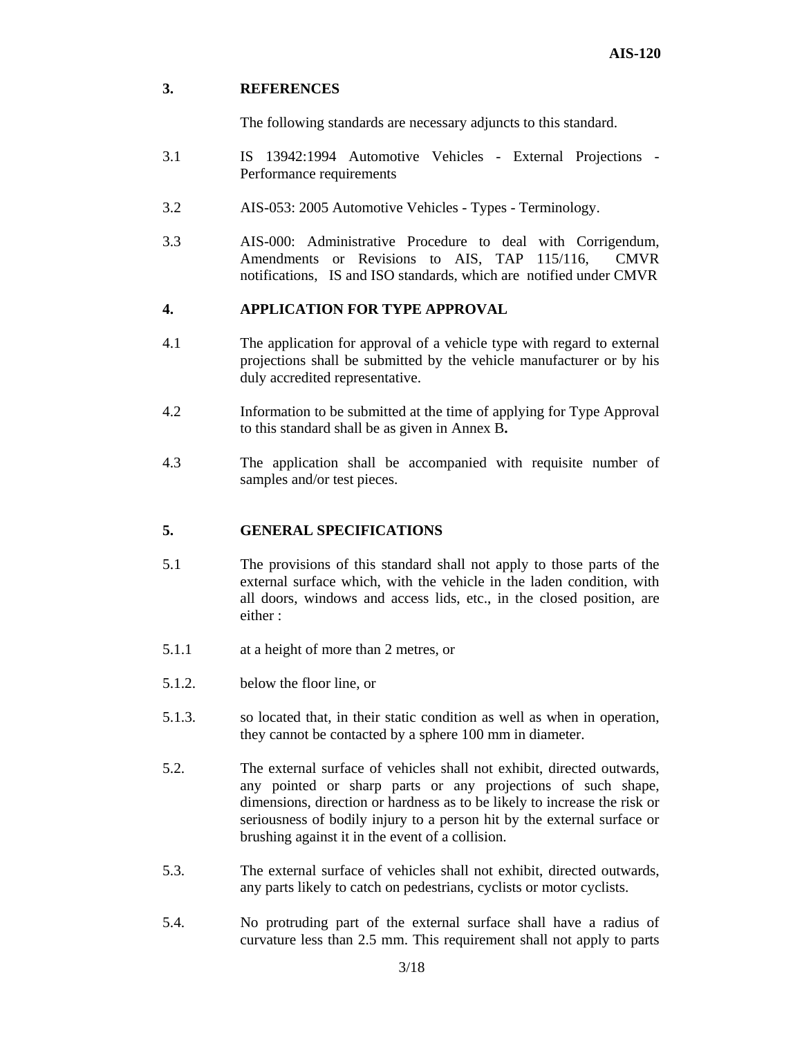## 3. REFERENCES

The following standards are necessary adjuncts to this standard.

3.1 IS 13942:1994 Automotive Vehicles - External Projections - Performance requirements

3.2 AIS-053: 2005 Automotive Vehicles - Types - Terminology.

3.3 AIS-000: Administrative Procedure to deal with Corrigendum, Amendments or Revisions to AIS, TAP 115/116, CMVR notifications, IS and ISO standards, which are notified under CMVR

## 4. APPLICATION FOR TYPE APPROVAL

4.1 The application for approval of a vehicle type with regard to external projections shall be submitted by the vehicle manufacturer or by his duly accredited representative.

4.2 Information to be submitted at the time of applying for Type Approval to this standard shall be as given in Annex B**.**

4.3 The application shall be accompanied with requisite number of samples and/or test pieces.

## 5. GENERAL SPECIFICATIONS

5.1 The provisions of this standard shall not apply to those parts of the external surface which, with the vehicle in the laden condition, with all doors, windows and access lids, etc., in the closed position, are either :

5.1.1 at a height of more than 2 metres, or

5.1.2. below the floor line, or

5.1.3. so located that, in their static condition as well as when in operation, they cannot be contacted by a sphere 100 mm in diameter.

5.2. The external surface of vehicles shall not exhibit, directed outwards, any pointed or sharp parts or any projections of such shape, dimensions, direction or hardness as to be likely to increase the risk or seriousness of bodily injury to a person hit by the external surface or brushing against it in the event of a collision.

5.3. The external surface of vehicles shall not exhibit, directed outwards, any parts likely to catch on pedestrians, cyclists or motor cyclists.

5.4. No protruding part of the external surface shall have a radius of curvature less than 2.5 mm. This requirement shall not apply to parts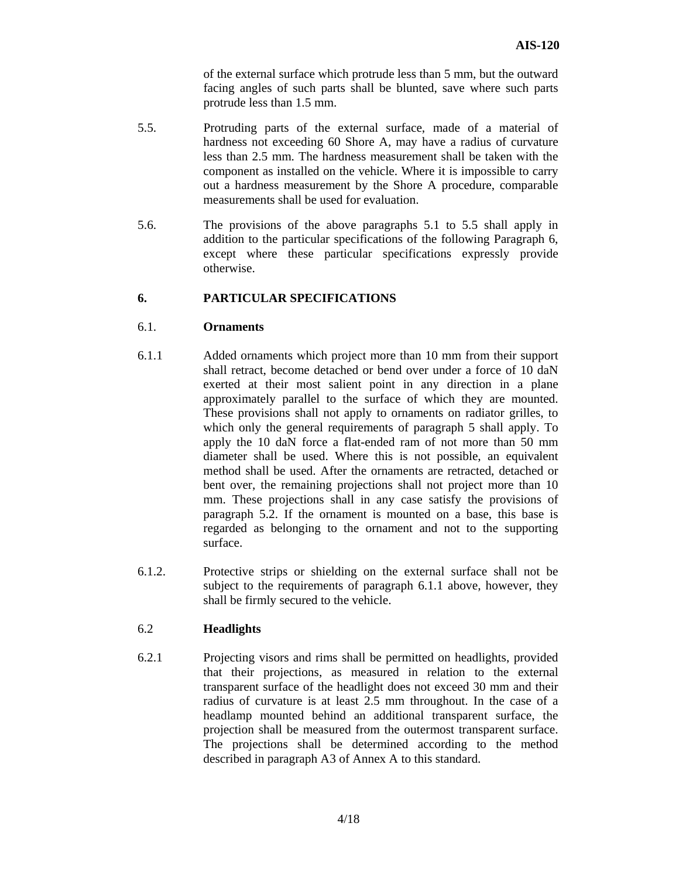of the external surface which protrude less than 5 mm, but the outward facing angles of such parts shall be blunted, save where such parts protrude less than 1.5 mm.

5.5. Protruding parts of the external surface, made of a material of hardness not exceeding 60 Shore A, may have a radius of curvature less than 2.5 mm. The hardness measurement shall be taken with the component as installed on the vehicle. Where it is impossible to carry out a hardness measurement by the Shore A procedure, comparable measurements shall be used for evaluation.

5.6. The provisions of the above paragraphs 5.1 to 5.5 shall apply in addition to the particular specifications of the following Paragraph 6, except where these particular specifications expressly provide otherwise.

## 6. PARTICULAR SPECIFICATIONS

### 6.1. Ornaments

6.1.1 Added ornaments which project more than 10 mm from their support shall retract, become detached or bend over under a force of 10 daN exerted at their most salient point in any direction in a plane approximately parallel to the surface of which they are mounted. These provisions shall not apply to ornaments on radiator grilles, to which only the general requirements of paragraph 5 shall apply. To apply the 10 daN force a flat-ended ram of not more than 50 mm diameter shall be used. Where this is not possible, an equivalent method shall be used. After the ornaments are retracted, detached or bent over, the remaining projections shall not project more than 10 mm. These projections shall in any case satisfy the provisions of paragraph 5.2. If the ornament is mounted on a base, this base is regarded as belonging to the ornament and not to the supporting surface.

6.1.2. Protective strips or shielding on the external surface shall not be subject to the requirements of paragraph 6.1.1 above, however, they shall be firmly secured to the vehicle.

### 6.2 Headlights

6.2.1 Projecting visors and rims shall be permitted on headlights, provided that their projections, as measured in relation to the external transparent surface of the headlight does not exceed 30 mm and their radius of curvature is at least 2.5 mm throughout. In the case of a headlamp mounted behind an additional transparent surface, the projection shall be measured from the outermost transparent surface. The projections shall be determined according to the method described in paragraph A3 of Annex A to this standard.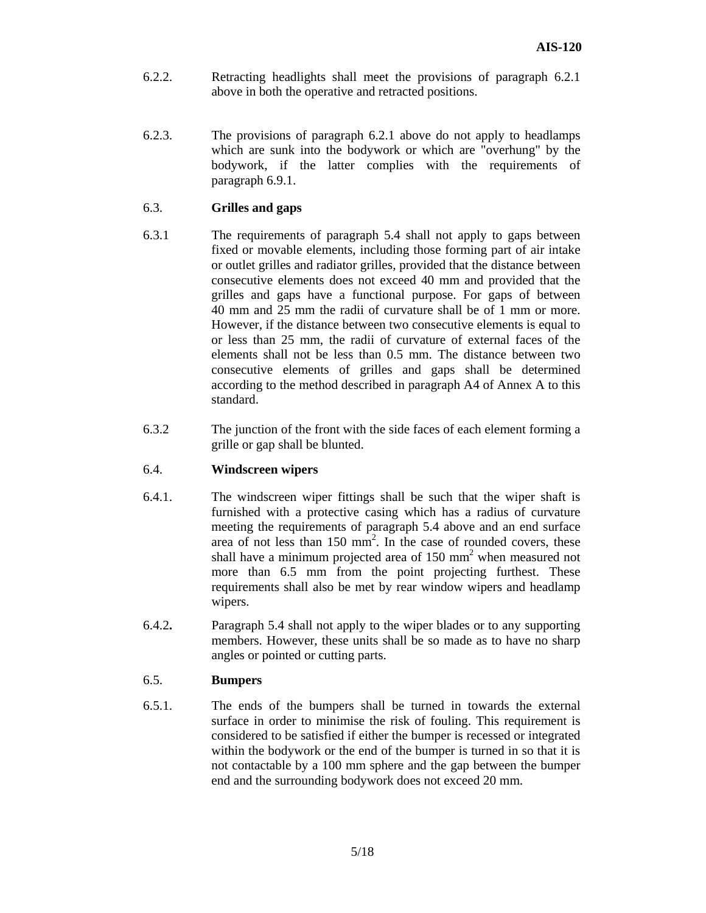6.2.2. Retracting headlights shall meet the provisions of paragraph 6.2.1 above in both the operative and retracted positions.

6.2.3. The provisions of paragraph 6.2.1 above do not apply to headlamps which are sunk into the bodywork or which are "overhung" by the bodywork, if the latter complies with the requirements of paragraph 6.9.1.

6.3. **Grilles and gaps**

6.3.1 The requirements of paragraph 5.4 shall not apply to gaps between fixed or movable elements, including those forming part of air intake or outlet grilles and radiator grilles, provided that the distance between consecutive elements does not exceed 40 mm and provided that the grilles and gaps have a functional purpose. For gaps of between 40 mm and 25 mm the radii of curvature shall be of 1 mm or more. However, if the distance between two consecutive elements is equal to or less than 25 mm, the radii of curvature of external faces of the elements shall not be less than 0.5 mm. The distance between two consecutive elements of grilles and gaps shall be determined according to the method described in paragraph A4 of Annex A to this standard.

6.3.2 The junction of the front with the side faces of each element forming a grille or gap shall be blunted.

6.4. **Windscreen wipers**

6.4.1. The windscreen wiper fittings shall be such that the wiper shaft is furnished with a protective casing which has a radius of curvature meeting the requirements of paragraph 5.4 above and an end surface area of not less than 150 $mm^2$. In the case of rounded covers, these shall have a minimum projected area of 150 $mm^2$ when measured not more than 6.5 mm from the point projecting furthest. These requirements shall also be met by rear window wipers and headlamp wipers.

6.4.2**.** Paragraph 5.4 shall not apply to the wiper blades or to any supporting members. However, these units shall be so made as to have no sharp angles or pointed or cutting parts.

6.5. **Bumpers**

6.5.1. The ends of the bumpers shall be turned in towards the external surface in order to minimise the risk of fouling. This requirement is considered to be satisfied if either the bumper is recessed or integrated within the bodywork or the end of the bumper is turned in so that it is not contactable by a 100 mm sphere and the gap between the bumper end and the surrounding bodywork does not exceed 20 mm.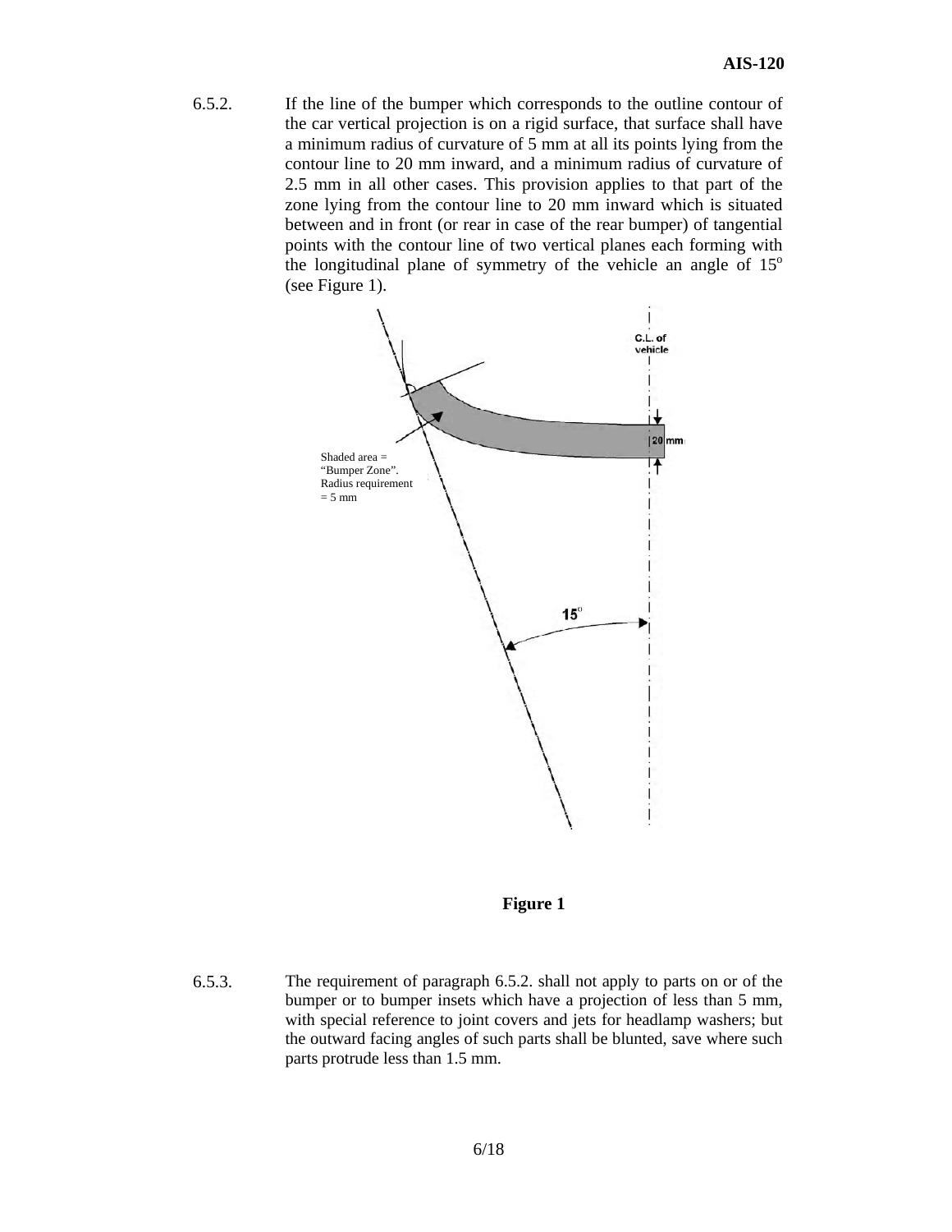6.5.2. If the line of the bumper which corresponds to the outline contour of the car vertical projection is on a rigid surface, that surface shall have a minimum radius of curvature of 5 mm at all its points lying from the contour line to 20 mm inward, and a minimum radius of curvature of 2.5 mm in all other cases. This provision applies to that part of the zone lying from the contour line to 20 mm inward which is situated between and in front (or rear in case of the rear bumper) of tangential points with the contour line of two vertical planes each forming with the longitudinal plane of symmetry of the vehicle an angle of 15$^{o}$ (see Figure 1).

Shaded area = "Bumper Zone". Radius requirement = 5 mm

C.L. of vehicle

20 mm

15$^{o}$

**Figure 1**

6.5.3. The requirement of paragraph 6.5.2. shall not apply to parts on or of the bumper or to bumper insets which have a projection of less than 5 mm, with special reference to joint covers and jets for headlamp washers; but the outward facing angles of such parts shall be blunted, save where such parts protrude less than 1.5 mm.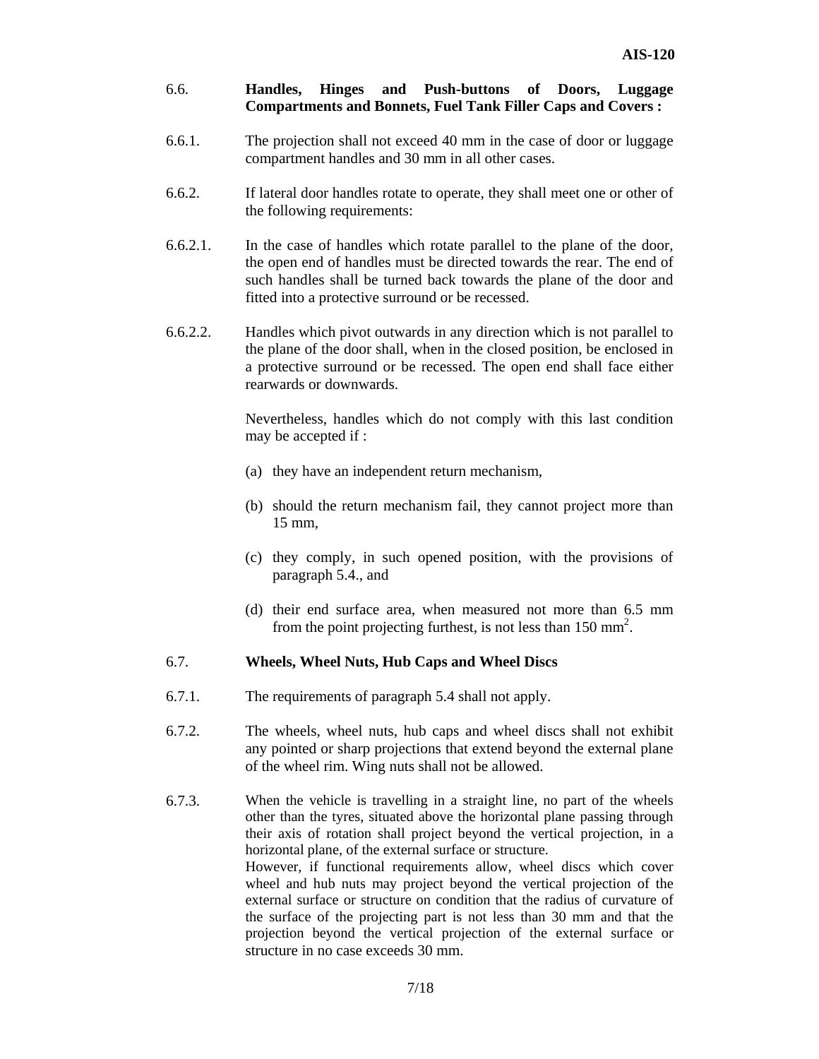6.6. **Handles, Hinges and Push-buttons of Doors, Luggage Compartments and Bonnets, Fuel Tank Filler Caps and Covers :**

6.6.1. The projection shall not exceed 40 mm in the case of door or luggage compartment handles and 30 mm in all other cases.

6.6.2. If lateral door handles rotate to operate, they shall meet one or other of the following requirements:

6.6.2.1. In the case of handles which rotate parallel to the plane of the door, the open end of handles must be directed towards the rear. The end of such handles shall be turned back towards the plane of the door and fitted into a protective surround or be recessed.

6.6.2.2. Handles which pivot outwards in any direction which is not parallel to the plane of the door shall, when in the closed position, be enclosed in a protective surround or be recessed. The open end shall face either rearwards or downwards.

Nevertheless, handles which do not comply with this last condition may be accepted if :

(a) they have an independent return mechanism,

(b) should the return mechanism fail, they cannot project more than 15 mm,

(c) they comply, in such opened position, with the provisions of paragraph 5.4., and

(d) their end surface area, when measured not more than 6.5 mm from the point projecting furthest, is not less than 150 mm$^2$.

6.7. **Wheels, Wheel Nuts, Hub Caps and Wheel Discs**

6.7.1. The requirements of paragraph 5.4 shall not apply.

6.7.2. The wheels, wheel nuts, hub caps and wheel discs shall not exhibit any pointed or sharp projections that extend beyond the external plane of the wheel rim. Wing nuts shall not be allowed.

6.7.3. When the vehicle is travelling in a straight line, no part of the wheels other than the tyres, situated above the horizontal plane passing through their axis of rotation shall project beyond the vertical projection, in a horizontal plane, of the external surface or structure.
However, if functional requirements allow, wheel discs which cover wheel and hub nuts may project beyond the vertical projection of the external surface or structure on condition that the radius of curvature of the surface of the projecting part is not less than 30 mm and that the projection beyond the vertical projection of the external surface or structure in no case exceeds 30 mm.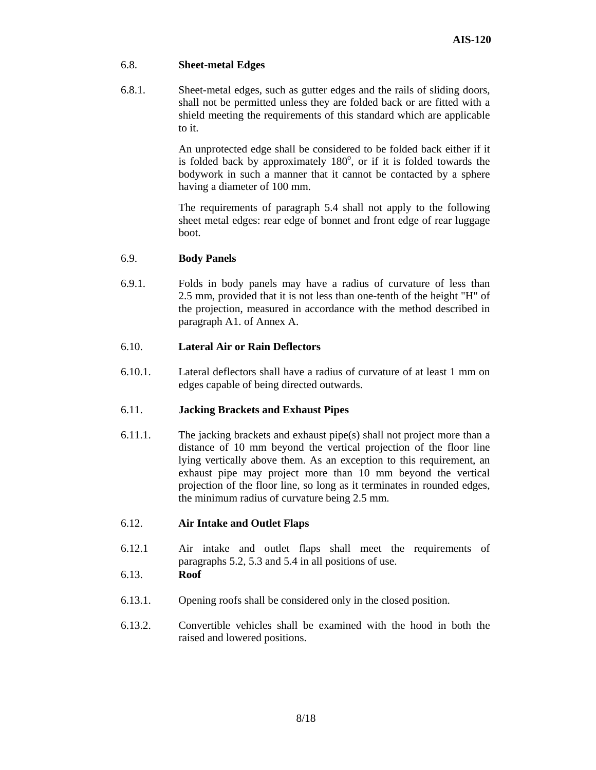## 6.8. Sheet-metal Edges

6.8.1. Sheet-metal edges, such as gutter edges and the rails of sliding doors, shall not be permitted unless they are folded back or are fitted with a shield meeting the requirements of this standard which are applicable to it.

An unprotected edge shall be considered to be folded back either if it is folded back by approximately $180^o$, or if it is folded towards the bodywork in such a manner that it cannot be contacted by a sphere having a diameter of 100 mm.

The requirements of paragraph 5.4 shall not apply to the following sheet metal edges: rear edge of bonnet and front edge of rear luggage boot.

## 6.9. Body Panels

6.9.1. Folds in body panels may have a radius of curvature of less than 2.5 mm, provided that it is not less than one-tenth of the height "H" of the projection, measured in accordance with the method described in paragraph A1. of Annex A.

## 6.10. Lateral Air or Rain Deflectors

6.10.1. Lateral deflectors shall have a radius of curvature of at least 1 mm on edges capable of being directed outwards.

## 6.11. Jacking Brackets and Exhaust Pipes

6.11.1. The jacking brackets and exhaust pipe(s) shall not project more than a distance of 10 mm beyond the vertical projection of the floor line lying vertically above them. As an exception to this requirement, an exhaust pipe may project more than 10 mm beyond the vertical projection of the floor line, so long as it terminates in rounded edges, the minimum radius of curvature being 2.5 mm.

## 6.12. Air Intake and Outlet Flaps

6.12.1 Air intake and outlet flaps shall meet the requirements of paragraphs 5.2, 5.3 and 5.4 in all positions of use.

## 6.13. Roof

6.13.1. Opening roofs shall be considered only in the closed position.

6.13.2. Convertible vehicles shall be examined with the hood in both the raised and lowered positions.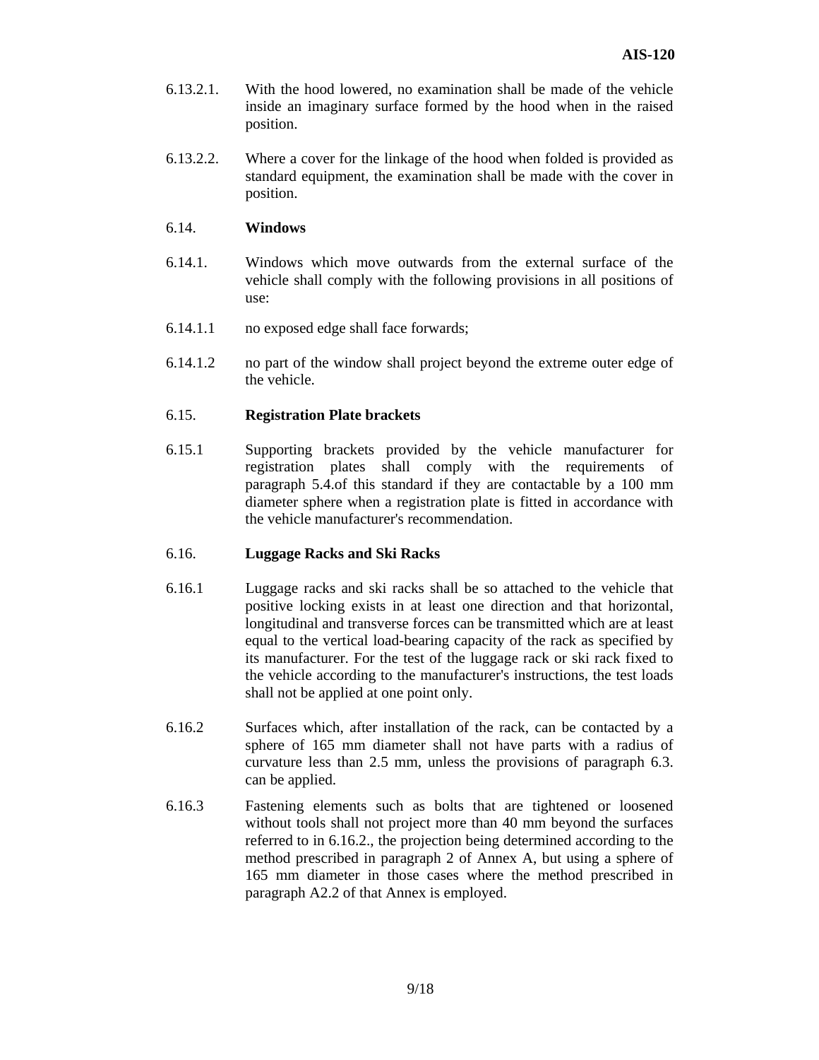6.13.2.1. With the hood lowered, no examination shall be made of the vehicle inside an imaginary surface formed by the hood when in the raised position.

6.13.2.2. Where a cover for the linkage of the hood when folded is provided as standard equipment, the examination shall be made with the cover in position.

6.14. **Windows**

6.14.1. Windows which move outwards from the external surface of the vehicle shall comply with the following provisions in all positions of use:

6.14.1.1 no exposed edge shall face forwards;

6.14.1.2 no part of the window shall project beyond the extreme outer edge of the vehicle.

6.15. **Registration Plate brackets**

6.15.1 Supporting brackets provided by the vehicle manufacturer for registration plates shall comply with the requirements of paragraph 5.4.of this standard if they are contactable by a 100 mm diameter sphere when a registration plate is fitted in accordance with the vehicle manufacturer's recommendation.

6.16. **Luggage Racks and Ski Racks**

6.16.1 Luggage racks and ski racks shall be so attached to the vehicle that positive locking exists in at least one direction and that horizontal, longitudinal and transverse forces can be transmitted which are at least equal to the vertical load-bearing capacity of the rack as specified by its manufacturer. For the test of the luggage rack or ski rack fixed to the vehicle according to the manufacturer's instructions, the test loads shall not be applied at one point only.

6.16.2 Surfaces which, after installation of the rack, can be contacted by a sphere of 165 mm diameter shall not have parts with a radius of curvature less than 2.5 mm, unless the provisions of paragraph 6.3. can be applied.

6.16.3 Fastening elements such as bolts that are tightened or loosened without tools shall not project more than 40 mm beyond the surfaces referred to in 6.16.2., the projection being determined according to the method prescribed in paragraph 2 of Annex A, but using a sphere of 165 mm diameter in those cases where the method prescribed in paragraph A2.2 of that Annex is employed.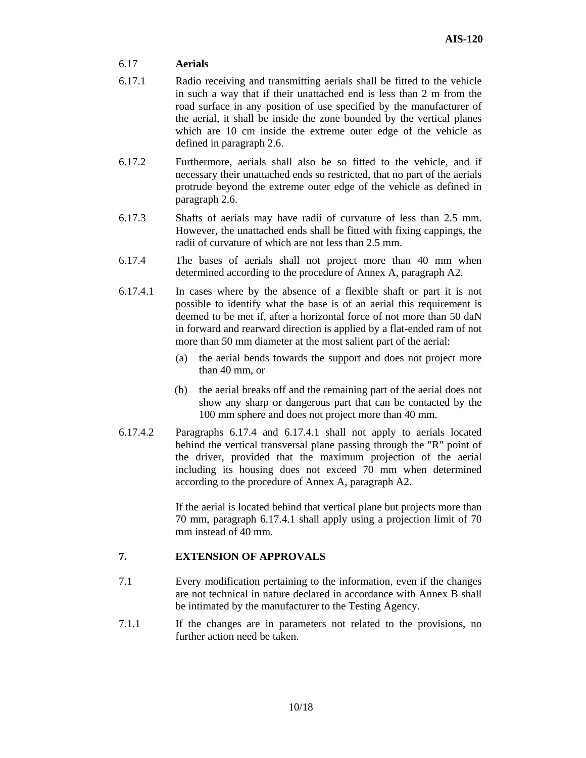6.17 **Aerials**

6.17.1 Radio receiving and transmitting aerials shall be fitted to the vehicle in such a way that if their unattached end is less than 2 m from the road surface in any position of use specified by the manufacturer of the aerial, it shall be inside the zone bounded by the vertical planes which are 10 cm inside the extreme outer edge of the vehicle as defined in paragraph 2.6.

6.17.2 Furthermore, aerials shall also be so fitted to the vehicle, and if necessary their unattached ends so restricted, that no part of the aerials protrude beyond the extreme outer edge of the vehicle as defined in paragraph 2.6.

6.17.3 Shafts of aerials may have radii of curvature of less than 2.5 mm. However, the unattached ends shall be fitted with fixing cappings, the radii of curvature of which are not less than 2.5 mm.

6.17.4 The bases of aerials shall not project more than 40 mm when determined according to the procedure of Annex A, paragraph A2.

6.17.4.1 In cases where by the absence of a flexible shaft or part it is not possible to identify what the base is of an aerial this requirement is deemed to be met if, after a horizontal force of not more than 50 daN in forward and rearward direction is applied by a flat-ended ram of not more than 50 mm diameter at the most salient part of the aerial:

(a) the aerial bends towards the support and does not project more than 40 mm, or

(b) the aerial breaks off and the remaining part of the aerial does not show any sharp or dangerous part that can be contacted by the 100 mm sphere and does not project more than 40 mm.

6.17.4.2 Paragraphs 6.17.4 and 6.17.4.1 shall not apply to aerials located behind the vertical transversal plane passing through the "R" point of the driver, provided that the maximum projection of the aerial including its housing does not exceed 70 mm when determined according to the procedure of Annex A, paragraph A2.

If the aerial is located behind that vertical plane but projects more than 70 mm, paragraph 6.17.4.1 shall apply using a projection limit of 70 mm instead of 40 mm.

## 7. EXTENSION OF APPROVALS

7.1 Every modification pertaining to the information, even if the changes are not technical in nature declared in accordance with Annex B shall be intimated by the manufacturer to the Testing Agency.

7.1.1 If the changes are in parameters not related to the provisions, no further action need be taken.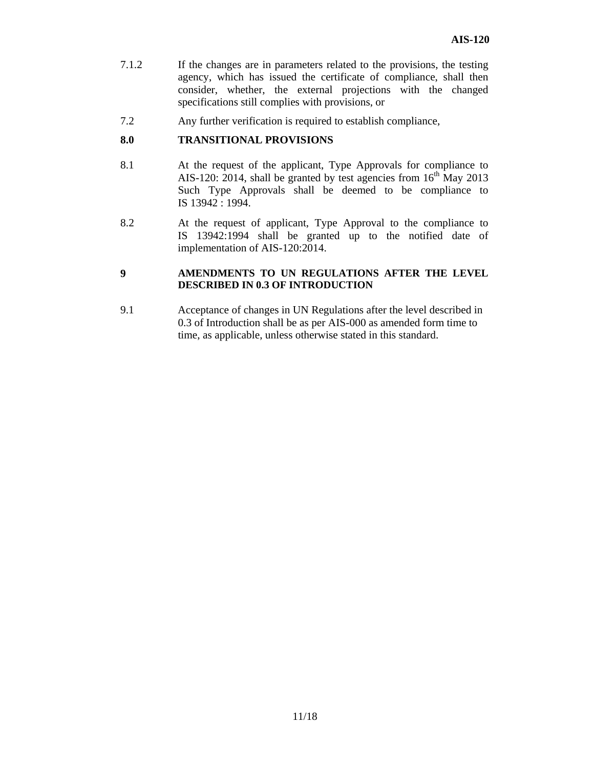7.1.2 If the changes are in parameters related to the provisions, the testing agency, which has issued the certificate of compliance, shall then consider, whether, the external projections with the changed specifications still complies with provisions, or

7.2 Any further verification is required to establish compliance,

## 8.0 TRANSITIONAL PROVISIONS

8.1 At the request of the applicant, Type Approvals for compliance to AIS-120: 2014, shall be granted by test agencies from 16th May 2013 Such Type Approvals shall be deemed to be compliance to IS 13942 : 1994.

8.2 At the request of applicant, Type Approval to the compliance to IS 13942:1994 shall be granted up to the notified date of implementation of AIS-120:2014.

## 9 AMENDMENTS TO UN REGULATIONS AFTER THE LEVEL DESCRIBED IN 0.3 OF INTRODUCTION

9.1 Acceptance of changes in UN Regulations after the level described in 0.3 of Introduction shall be as per AIS-000 as amended form time to time, as applicable, unless otherwise stated in this standard.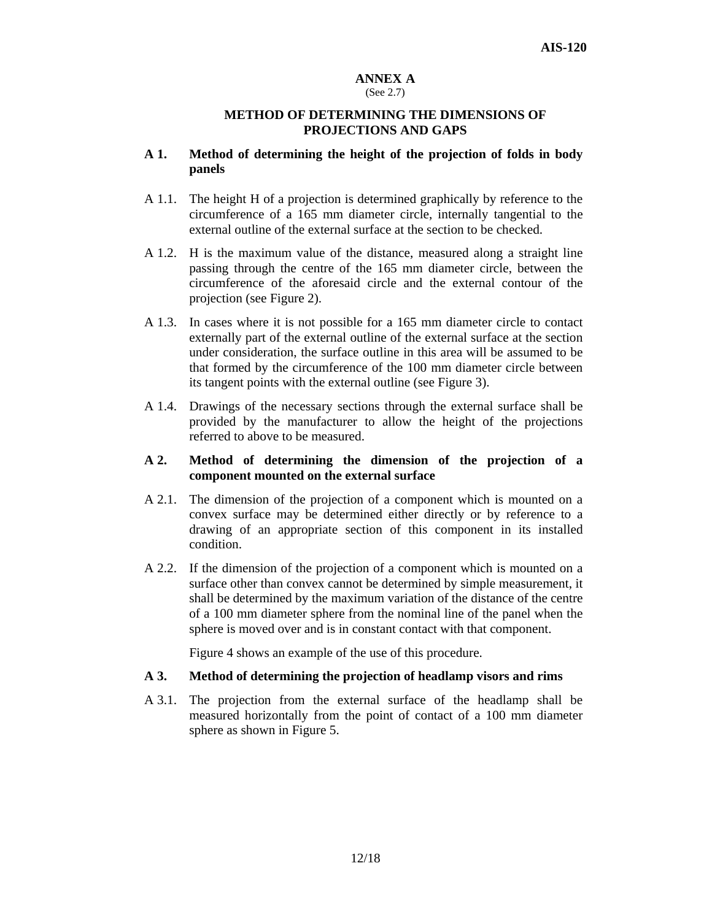## ANNEX A

(See 2.7)

### METHOD OF DETERMINING THE DIMENSIONS OF PROJECTIONS AND GAPS

**A 1. Method of determining the height of the projection of folds in body panels**

A 1.1. The height H of a projection is determined graphically by reference to the circumference of a 165 mm diameter circle, internally tangential to the external outline of the external surface at the section to be checked.

A 1.2. H is the maximum value of the distance, measured along a straight line passing through the centre of the 165 mm diameter circle, between the circumference of the aforesaid circle and the external contour of the projection (see Figure 2).

A 1.3. In cases where it is not possible for a 165 mm diameter circle to contact externally part of the external outline of the external surface at the section under consideration, the surface outline in this area will be assumed to be that formed by the circumference of the 100 mm diameter circle between its tangent points with the external outline (see Figure 3).

A 1.4. Drawings of the necessary sections through the external surface shall be provided by the manufacturer to allow the height of the projections referred to above to be measured.

**A 2. Method of determining the dimension of the projection of a component mounted on the external surface**

A 2.1. The dimension of the projection of a component which is mounted on a convex surface may be determined either directly or by reference to a drawing of an appropriate section of this component in its installed condition.

A 2.2. If the dimension of the projection of a component which is mounted on a surface other than convex cannot be determined by simple measurement, it shall be determined by the maximum variation of the distance of the centre of a 100 mm diameter sphere from the nominal line of the panel when the sphere is moved over and is in constant contact with that component.

Figure 4 shows an example of the use of this procedure.

**A 3. Method of determining the projection of headlamp visors and rims**

A 3.1. The projection from the external surface of the headlamp shall be measured horizontally from the point of contact of a 100 mm diameter sphere as shown in Figure 5.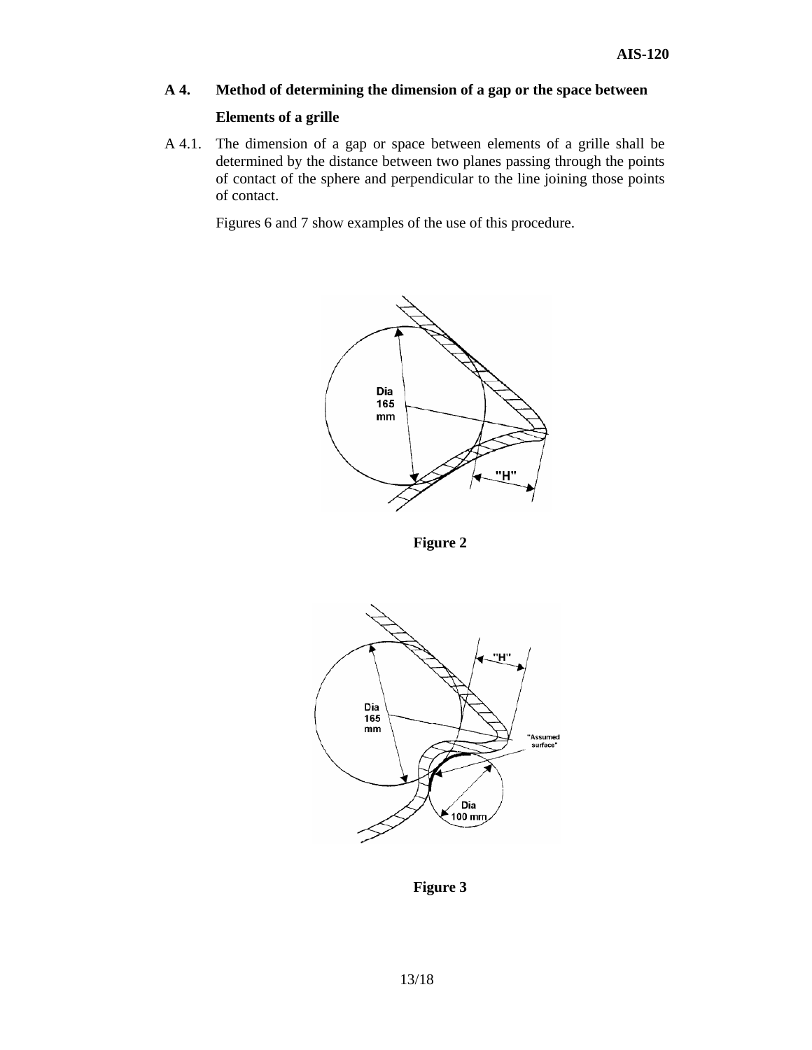## A 4. Method of determining the dimension of a gap or the space between Elements of a grille

A 4.1. The dimension of a gap or space between elements of a grille shall be determined by the distance between two planes passing through the points of contact of the sphere and perpendicular to the line joining those points of contact.

Figures 6 and 7 show examples of the use of this procedure.

**Figure 2**

**Figure 3**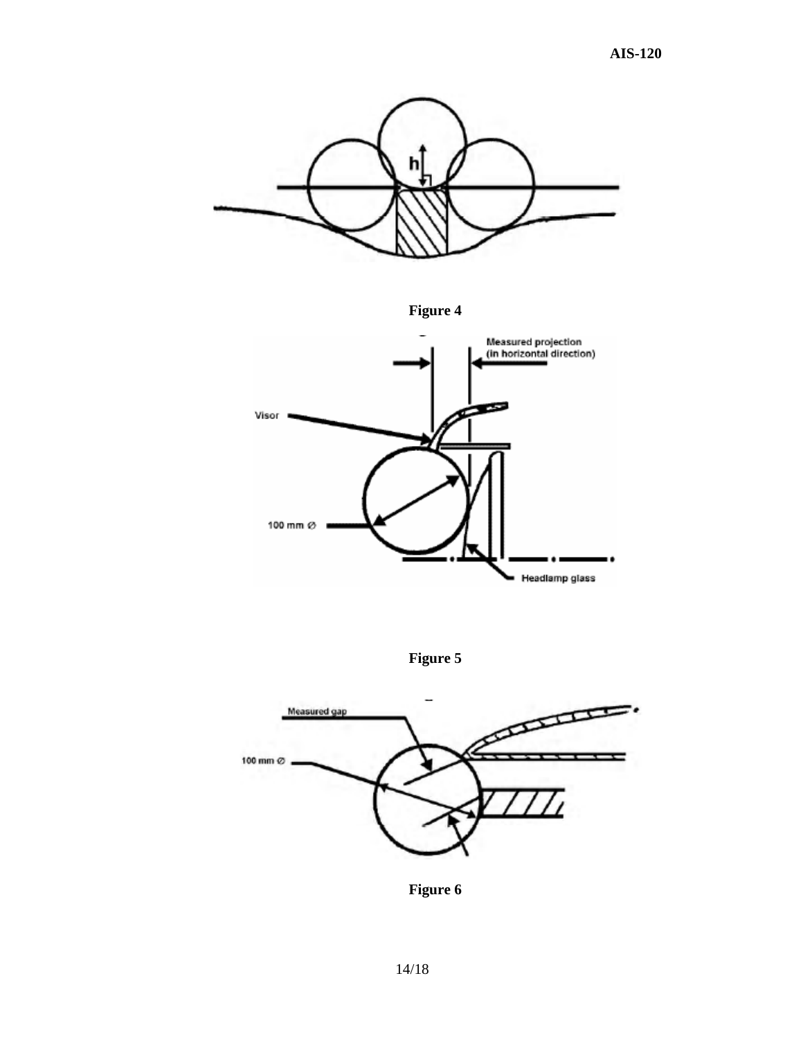**Figure 4**

**Figure 5**

**Figure 6**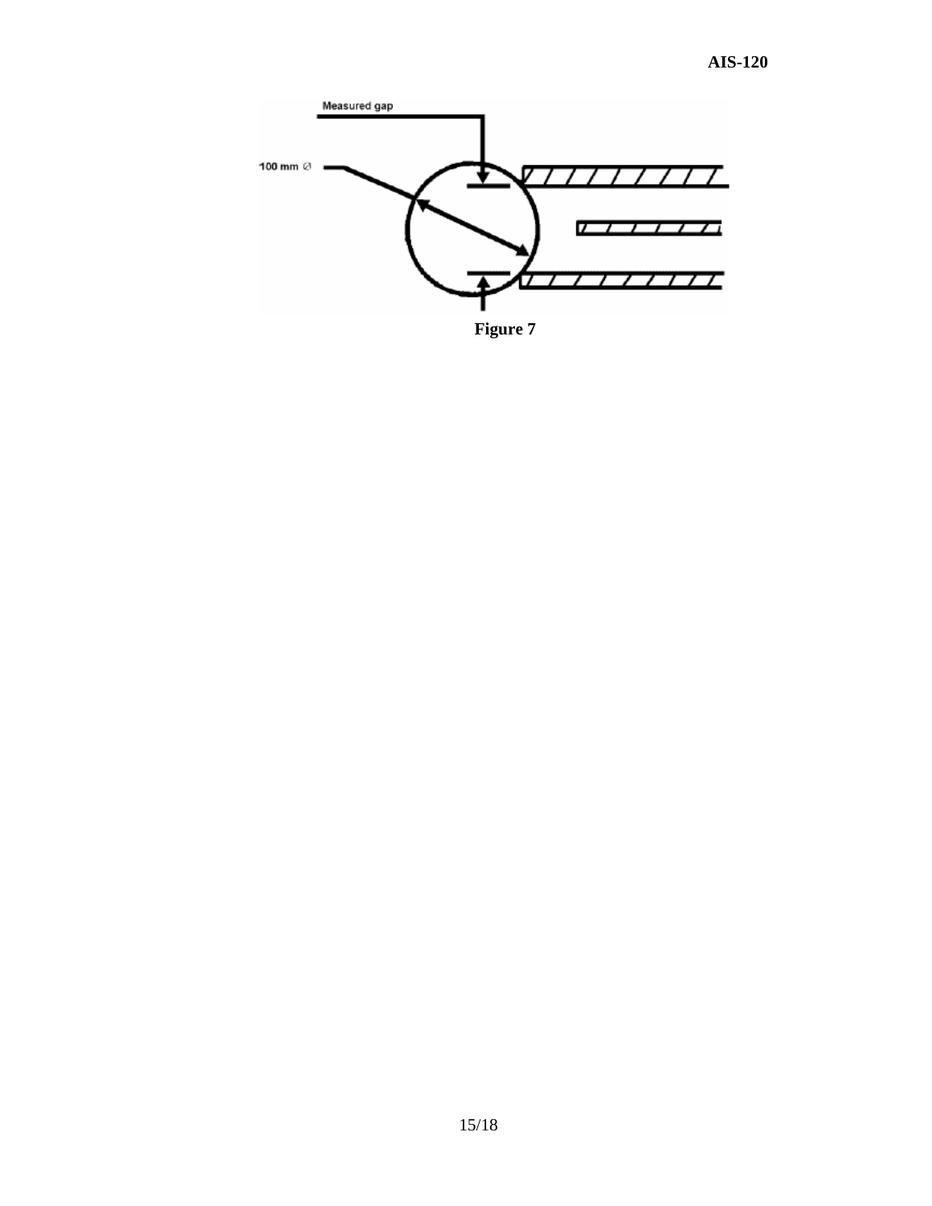Measured gap

100 mm Ø

**Figure 7**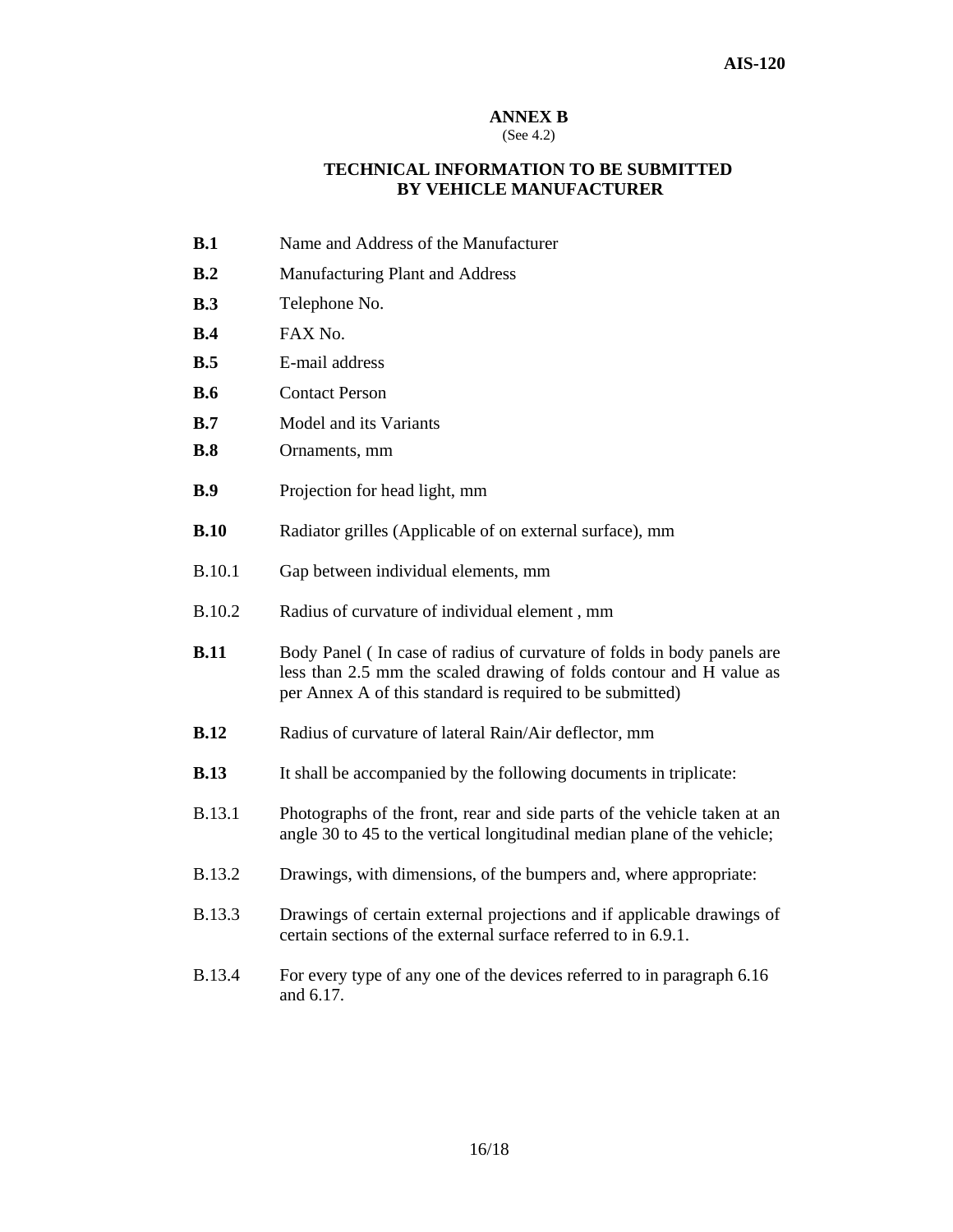# ANNEX B

(See 4.2)

## TECHNICAL INFORMATION TO BE SUBMITTED BY VEHICLE MANUFACTURER

**B.1** Name and Address of the Manufacturer

**B.2** Manufacturing Plant and Address

**B.3** Telephone No.

**B.4** FAX No.

**B.5** E-mail address

**B.6** Contact Person

**B.7** Model and its Variants

**B.8** Ornaments, mm

**B.9** Projection for head light, mm

**B.10** Radiator grilles (Applicable of on external surface), mm

B.10.1 Gap between individual elements, mm

B.10.2 Radius of curvature of individual element , mm

**B.11** Body Panel ( In case of radius of curvature of folds in body panels are less than 2.5 mm the scaled drawing of folds contour and H value as per Annex A of this standard is required to be submitted)

**B.12** Radius of curvature of lateral Rain/Air deflector, mm

**B.13** It shall be accompanied by the following documents in triplicate:

B.13.1 Photographs of the front, rear and side parts of the vehicle taken at an angle 30 to 45 to the vertical longitudinal median plane of the vehicle;

B.13.2 Drawings, with dimensions, of the bumpers and, where appropriate:

B.13.3 Drawings of certain external projections and if applicable drawings of certain sections of the external surface referred to in 6.9.1.

B.13.4 For every type of any one of the devices referred to in paragraph 6.16 and 6.17.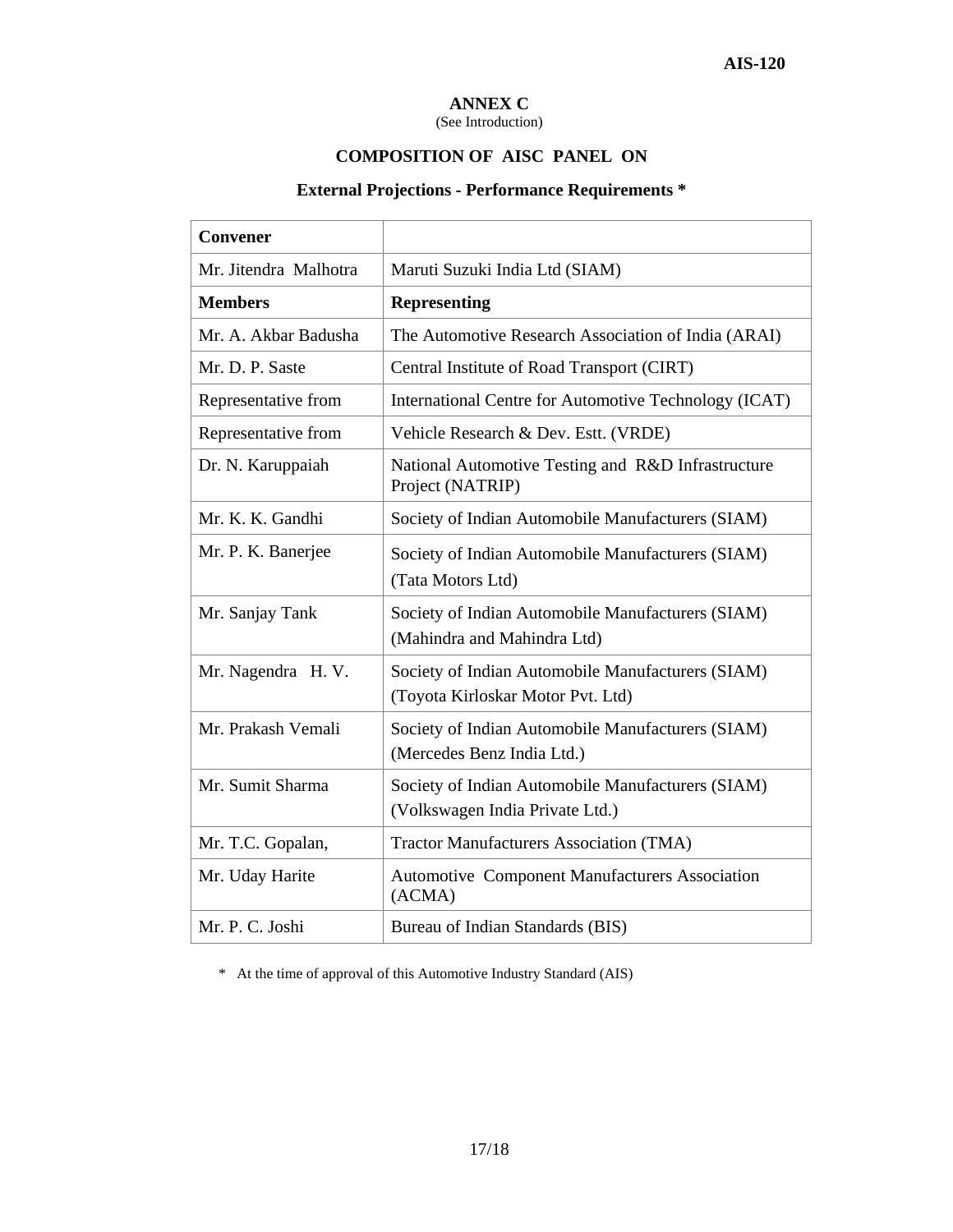## ANNEX C

(See Introduction)

### COMPOSITION OF AISC PANEL ON

### External Projections - Performance Requirements *

| **Convener** | |
|---|---|
| Mr. Jitendra Malhotra | Maruti Suzuki India Ltd (SIAM) |
| **Members** | **Representing** |
| Mr. A. Akbar Badusha | The Automotive Research Association of India (ARAI) |
| Mr. D. P. Saste | Central Institute of Road Transport (CIRT) |
| Representative from | International Centre for Automotive Technology (ICAT) |
| Representative from | Vehicle Research & Dev. Estt. (VRDE) |
| Dr. N. Karuppaiah | National Automotive Testing and R&D Infrastructure Project (NATRIP) |
| Mr. K. K. Gandhi | Society of Indian Automobile Manufacturers (SIAM) |
| Mr. P. K. Banerjee | Society of Indian Automobile Manufacturers (SIAM) (Tata Motors Ltd) |
| Mr. Sanjay Tank | Society of Indian Automobile Manufacturers (SIAM) (Mahindra and Mahindra Ltd) |
| Mr. Nagendra H. V. | Society of Indian Automobile Manufacturers (SIAM) (Toyota Kirloskar Motor Pvt. Ltd) |
| Mr. Prakash Vemali | Society of Indian Automobile Manufacturers (SIAM) (Mercedes Benz India Ltd.) |
| Mr. Sumit Sharma | Society of Indian Automobile Manufacturers (SIAM) (Volkswagen India Private Ltd.) |
| Mr. T.C. Gopalan, | Tractor Manufacturers Association (TMA) |
| Mr. Uday Harite | Automotive Component Manufacturers Association (ACMA) |
| Mr. P. C. Joshi | Bureau of Indian Standards (BIS) |

* At the time of approval of this Automotive Industry Standard (AIS)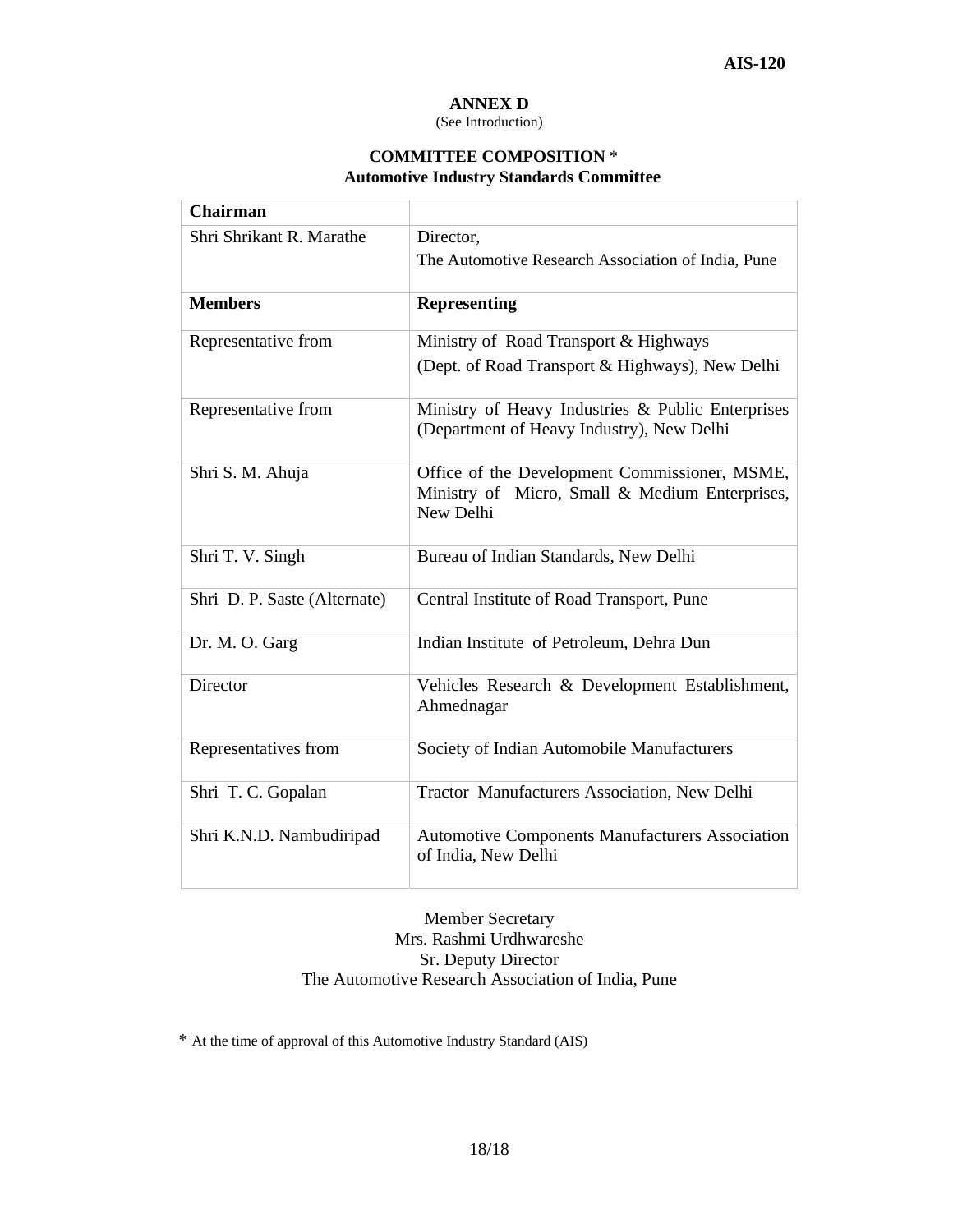## ANNEX D

(See Introduction)

### COMMITTEE COMPOSITION *
### Automotive Industry Standards Committee

| **Chairman** | |
|---|---|
| Shri Shrikant R. Marathe | Director, The Automotive Research Association of India, Pune |
| **Members** | **Representing** |
| Representative from | Ministry of Road Transport & Highways (Dept. of Road Transport & Highways), New Delhi |
| Representative from | Ministry of Heavy Industries & Public Enterprises (Department of Heavy Industry), New Delhi |
| Shri S. M. Ahuja | Office of the Development Commissioner, MSME, Ministry of Micro, Small & Medium Enterprises, New Delhi |
| Shri T. V. Singh | Bureau of Indian Standards, New Delhi |
| Shri D. P. Saste (Alternate) | Central Institute of Road Transport, Pune |
| Dr. M. O. Garg | Indian Institute of Petroleum, Dehra Dun |
| Director | Vehicles Research & Development Establishment, Ahmednagar |
| Representatives from | Society of Indian Automobile Manufacturers |
| Shri T. C. Gopalan | Tractor Manufacturers Association, New Delhi |
| Shri K.N.D. Nambudiripad | Automotive Components Manufacturers Association of India, New Delhi |

Member Secretary
Mrs. Rashmi Urdhwareshe
Sr. Deputy Director
The Automotive Research Association of India, Pune

* At the time of approval of this Automotive Industry Standard (AIS)